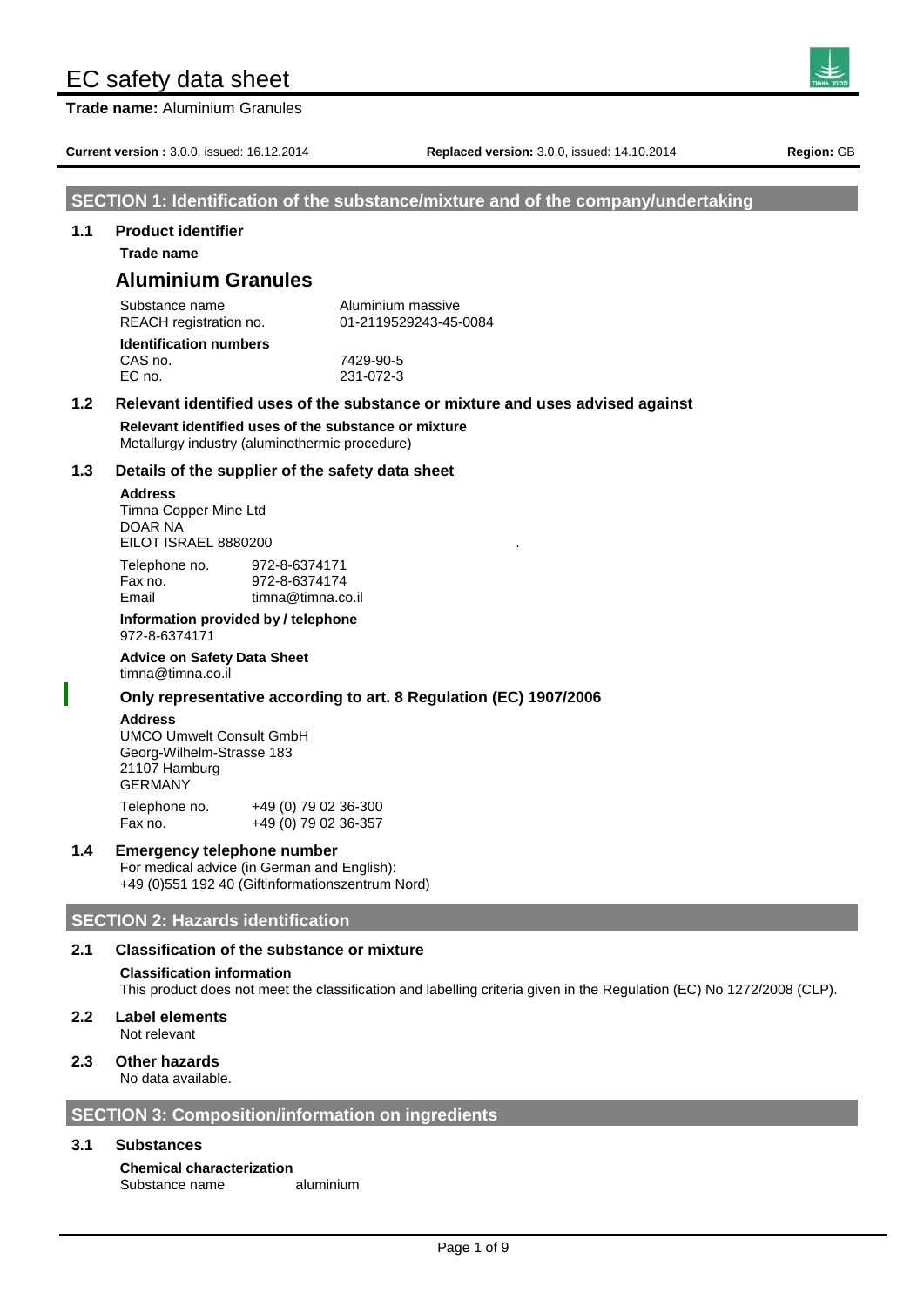# EC safety data sheet

**Trade name:** Aluminium Granules

**Current version :** 3.0.0, issued: 16.12.2014 **Replaced version:** 3.0.0, issued: 14.10.2014 **Region:** GB

## SECTION 1: Identification of the substance/mixture and of the company/undertaking

### 1.1 Product identifier

**Trade name**

## Aluminium Granules

| | |
|---|---|
| Substance name | Aluminium massive |
| REACH registration no. | 01-2119529243-45-0084 |

**Identification numbers**

| | |
|---|---|
| CAS no. | 7429-90-5 |
| EC no. | 231-072-3 |

### 1.2 Relevant identified uses of the substance or mixture and uses advised against

**Relevant identified uses of the substance or mixture**
Metallurgy industry (aluminothermic procedure)

### 1.3 Details of the supplier of the safety data sheet

**Address**
Timna Copper Mine Ltd
DOAR NA
EILOT ISRAEL 8880200

| | |
|---|---|
| Telephone no. | 972-8-6374171 |
| Fax no. | 972-8-6374174 |
| Email | timna@timna.co.il |

**Information provided by / telephone**
972-8-6374171

**Advice on Safety Data Sheet**
timna@timna.co.il

**Only representative according to art. 8 Regulation (EC) 1907/2006**

**Address**
UMCO Umwelt Consult GmbH
Georg-Wilhelm-Strasse 183
21107 Hamburg
GERMANY

| | |
|---|---|
| Telephone no. | +49 (0) 79 02 36-300 |
| Fax no. | +49 (0) 79 02 36-357 |

### 1.4 Emergency telephone number

For medical advice (in German and English):
+49 (0)551 192 40 (Giftinformationszentrum Nord)

## SECTION 2: Hazards identification

### 2.1 Classification of the substance or mixture

**Classification information**
This product does not meet the classification and labelling criteria given in the Regulation (EC) No 1272/2008 (CLP).

### 2.2 Label elements

Not relevant

### 2.3 Other hazards

No data available.

## SECTION 3: Composition/information on ingredients

### 3.1 Substances

**Chemical characterization**

| | |
|---|---|
| Substance name | aluminium |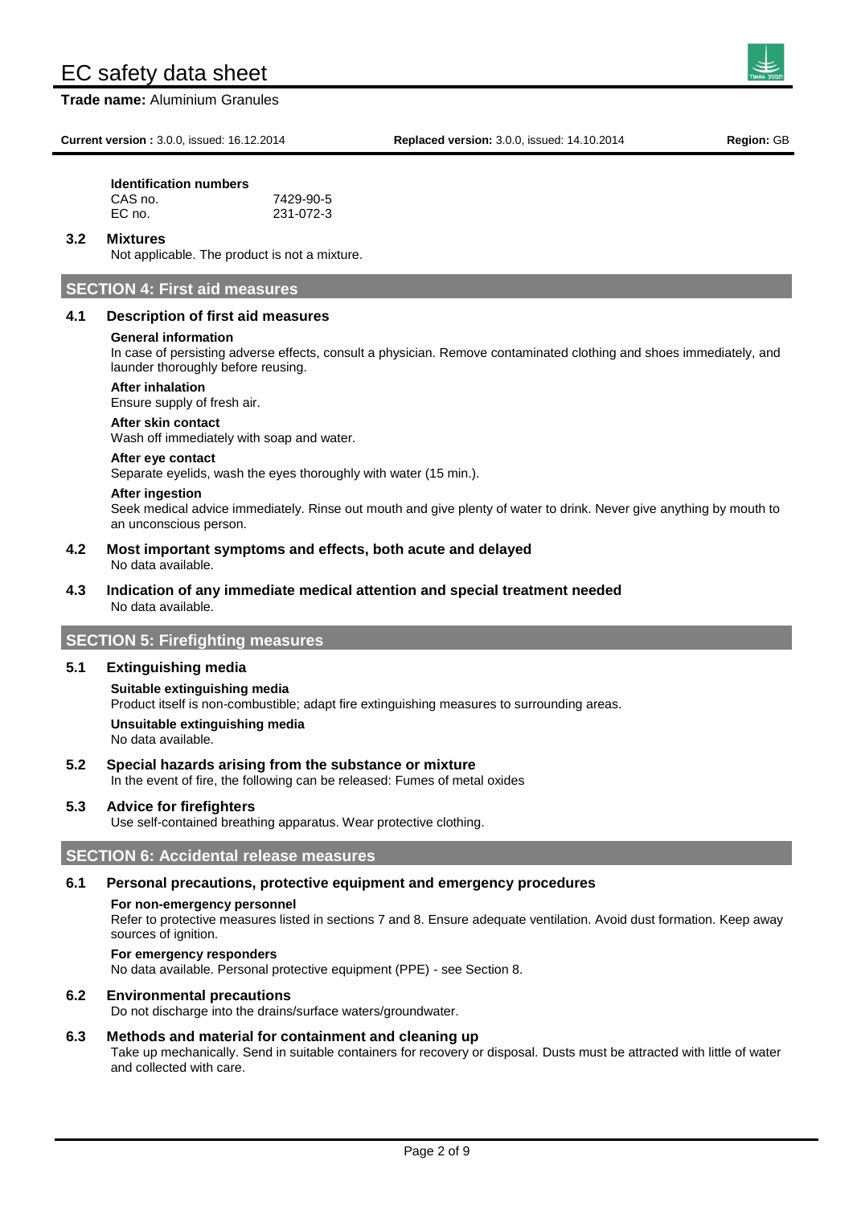**Identification numbers**

| | |
|---|---|
| CAS no. | 7429-90-5 |
| EC no. | 231-072-3 |

### 3.2 Mixtures

Not applicable. The product is not a mixture.

## SECTION 4: First aid measures

### 4.1 Description of first aid measures

**General information**

In case of persisting adverse effects, consult a physician. Remove contaminated clothing and shoes immediately, and launder thoroughly before reusing.

**After inhalation**

Ensure supply of fresh air.

**After skin contact**

Wash off immediately with soap and water.

**After eye contact**

Separate eyelids, wash the eyes thoroughly with water (15 min.).

**After ingestion**

Seek medical advice immediately. Rinse out mouth and give plenty of water to drink. Never give anything by mouth to an unconscious person.

### 4.2 Most important symptoms and effects, both acute and delayed

No data available.

### 4.3 Indication of any immediate medical attention and special treatment needed

No data available.

## SECTION 5: Firefighting measures

### 5.1 Extinguishing media

**Suitable extinguishing media**

Product itself is non-combustible; adapt fire extinguishing measures to surrounding areas.

**Unsuitable extinguishing media**

No data available.

### 5.2 Special hazards arising from the substance or mixture

In the event of fire, the following can be released: Fumes of metal oxides

### 5.3 Advice for firefighters

Use self-contained breathing apparatus. Wear protective clothing.

## SECTION 6: Accidental release measures

### 6.1 Personal precautions, protective equipment and emergency procedures

**For non-emergency personnel**

Refer to protective measures listed in sections 7 and 8. Ensure adequate ventilation. Avoid dust formation. Keep away sources of ignition.

**For emergency responders**

No data available. Personal protective equipment (PPE) - see Section 8.

### 6.2 Environmental precautions

Do not discharge into the drains/surface waters/groundwater.

### 6.3 Methods and material for containment and cleaning up

Take up mechanically. Send in suitable containers for recovery or disposal. Dusts must be attracted with little of water and collected with care.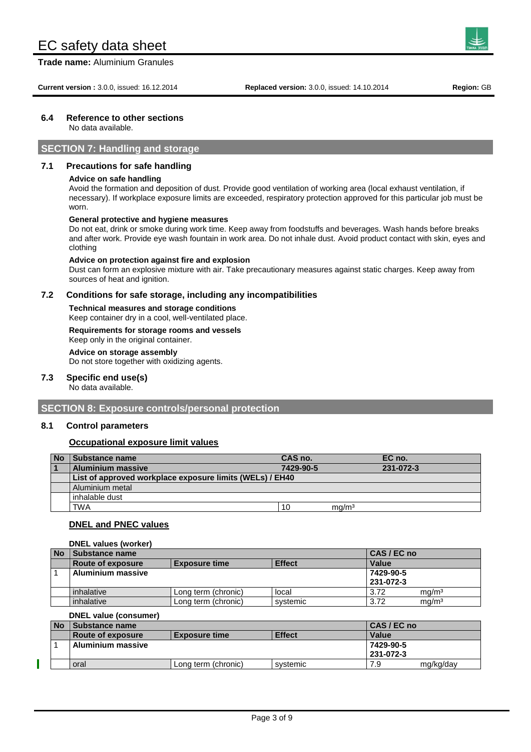### 6.4 Reference to other sections

No data available.

## SECTION 7: Handling and storage

### 7.1 Precautions for safe handling

**Advice on safe handling**

Avoid the formation and deposition of dust. Provide good ventilation of working area (local exhaust ventilation, if necessary). If workplace exposure limits are exceeded, respiratory protection approved for this particular job must be worn.

**General protective and hygiene measures**

Do not eat, drink or smoke during work time. Keep away from foodstuffs and beverages. Wash hands before breaks and after work. Provide eye wash fountain in work area. Do not inhale dust. Avoid product contact with skin, eyes and clothing

**Advice on protection against fire and explosion**

Dust can form an explosive mixture with air. Take precautionary measures against static charges. Keep away from sources of heat and ignition.

### 7.2 Conditions for safe storage, including any incompatibilities

**Technical measures and storage conditions**

Keep container dry in a cool, well-ventilated place.

**Requirements for storage rooms and vessels**

Keep only in the original container.

**Advice on storage assembly**

Do not store together with oxidizing agents.

### 7.3 Specific end use(s)

No data available.

## SECTION 8: Exposure controls/personal protection

### 8.1 Control parameters

**Occupational exposure limit values**

| No | Substance name | CAS no. | | EC no. |
|---|---|---|---|---|
| 1 | **Aluminium massive** | **7429-90-5** | | **231-072-3** |
| | **List of approved workplace exposure limits (WELs) / EH40** | | | |
| | Aluminium metal | | | |
| | inhalable dust | | | |
| | TWA | 10 | mg/m³ | |

**DNEL and PNEC values**

**DNEL values (worker)**

| No | Substance name | | | CAS / EC no | |
|---|---|---|---|---|---|
| | **Route of exposure** | **Exposure time** | **Effect** | **Value** | |
| 1 | **Aluminium massive** | | | **7429-90-5**<br>**231-072-3** | |
| | inhalative | Long term (chronic) | local | 3.72 | mg/m³ |
| | inhalative | Long term (chronic) | systemic | 3.72 | mg/m³ |

**DNEL value (consumer)**

| No | Substance name | | | CAS / EC no | |
|---|---|---|---|---|---|
| | **Route of exposure** | **Exposure time** | **Effect** | **Value** | |
| 1 | **Aluminium massive** | | | **7429-90-5**<br>**231-072-3** | |
| | oral | Long term (chronic) | systemic | 7.9 | mg/kg/day |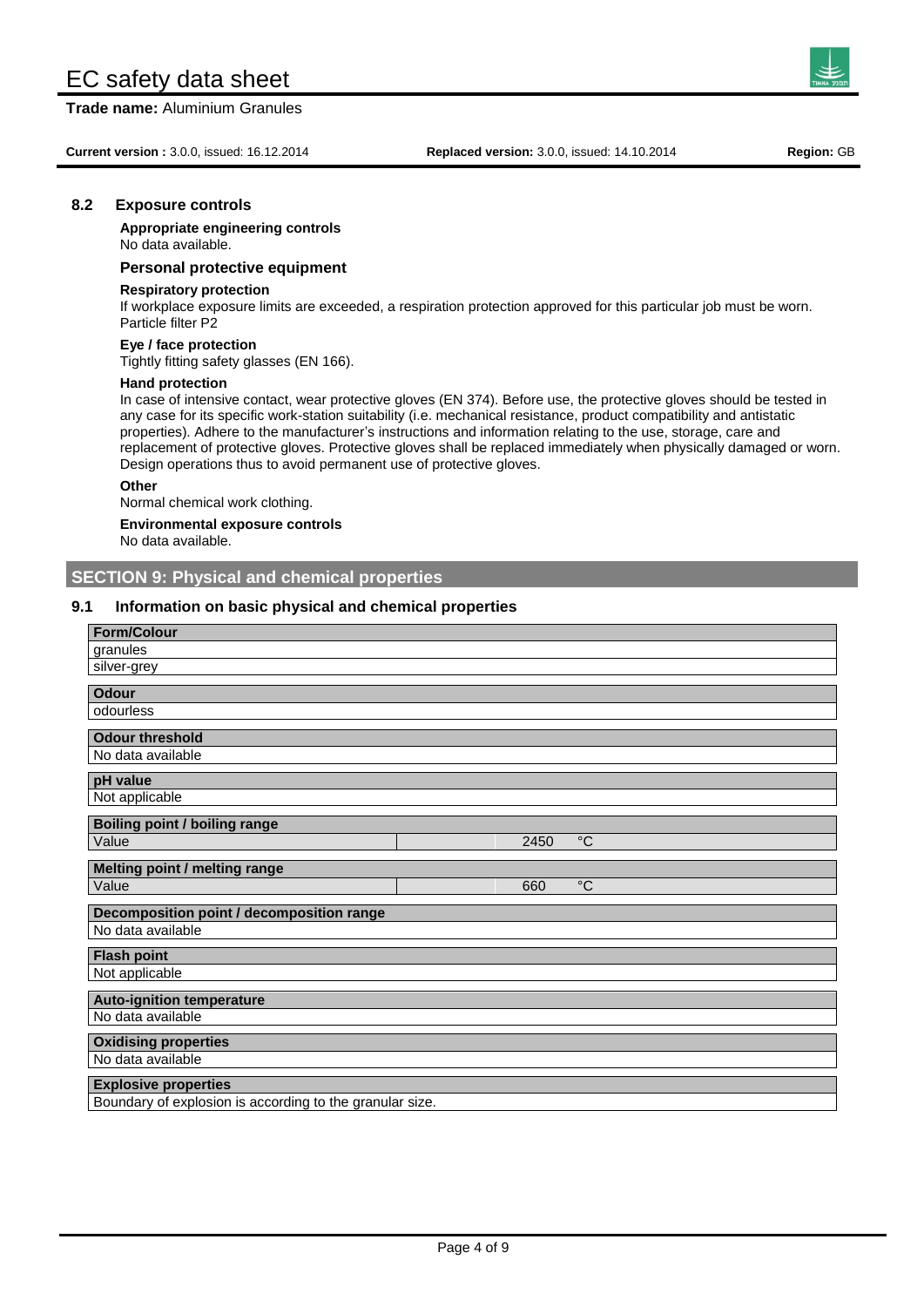### 8.2 Exposure controls

**Appropriate engineering controls**

No data available.

**Personal protective equipment**

**Respiratory protection**

If workplace exposure limits are exceeded, a respiration protection approved for this particular job must be worn. Particle filter P2

**Eye / face protection**

Tightly fitting safety glasses (EN 166).

**Hand protection**

In case of intensive contact, wear protective gloves (EN 374). Before use, the protective gloves should be tested in any case for its specific work-station suitability (i.e. mechanical resistance, product compatibility and antistatic properties). Adhere to the manufacturer's instructions and information relating to the use, storage, care and replacement of protective gloves. Protective gloves shall be replaced immediately when physically damaged or worn. Design operations thus to avoid permanent use of protective gloves.

**Other**

Normal chemical work clothing.

**Environmental exposure controls**

No data available.

## SECTION 9: Physical and chemical properties

### 9.1 Information on basic physical and chemical properties

| **Form/Colour** | | | |
|---|---|---|---|
| granules | | | |
| silver-grey | | | |

| **Odour** |
|---|
| odourless |

| **Odour threshold** |
|---|
| No data available |

| **pH value** |
|---|
| Not applicable |

| **Boiling point / boiling range** | | | |
|---|---|---|---|
| Value | | 2450 | °C |

| **Melting point / melting range** | | | |
|---|---|---|---|
| Value | | 660 | °C |

| **Decomposition point / decomposition range** |
|---|
| No data available |

| **Flash point** |
|---|
| Not applicable |

| **Auto-ignition temperature** |
|---|
| No data available |

| **Oxidising properties** |
|---|
| No data available |

| **Explosive properties** |
|---|
| Boundary of explosion is according to the granular size. |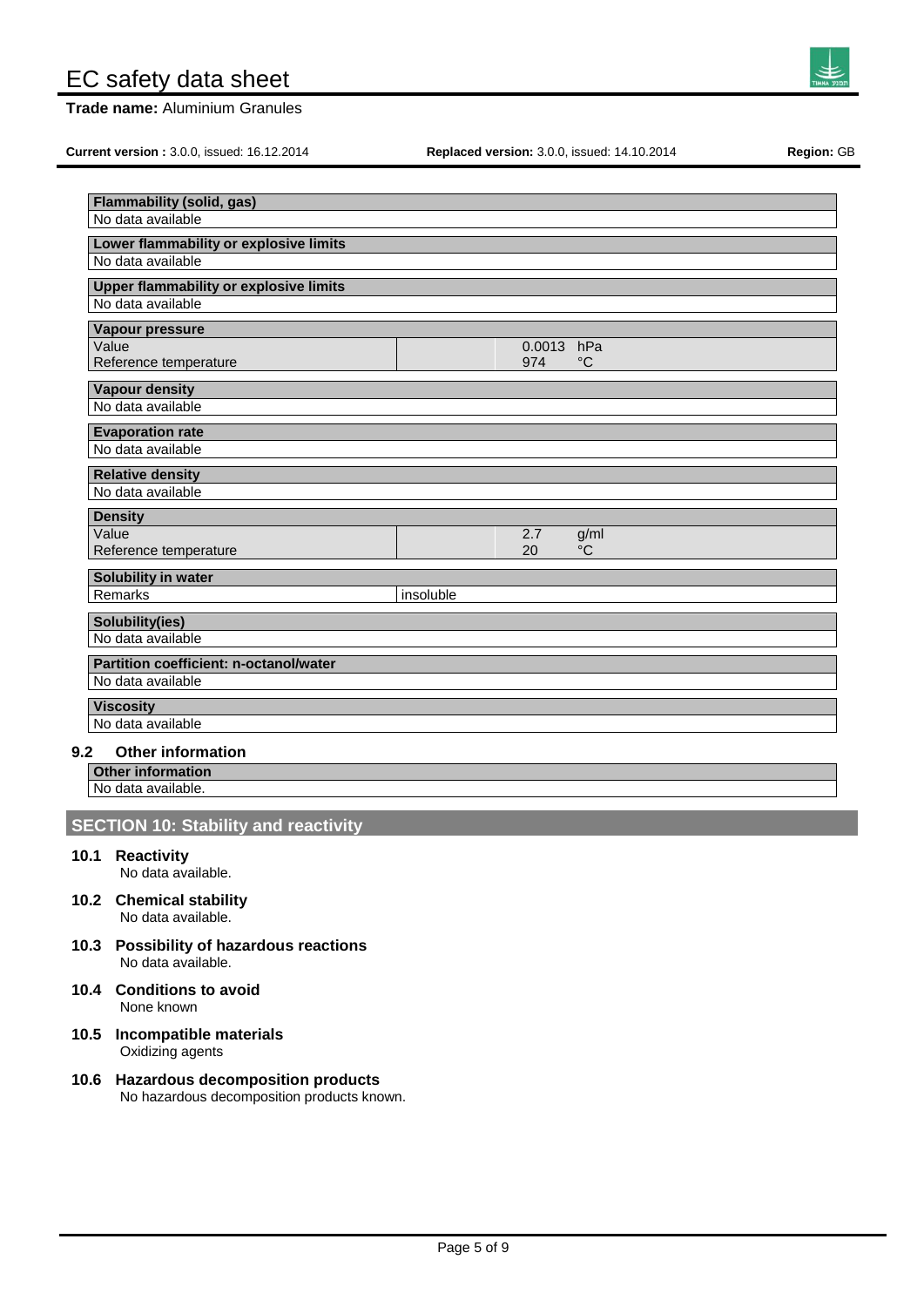| Flammability (solid, gas) | | |
|---|---|---|
| No data available | | |

| Lower flammability or explosive limits | | |
|---|---|---|
| No data available | | |

| Upper flammability or explosive limits | | |
|---|---|---|
| No data available | | |

| Vapour pressure | | |
|---|---|---|
| Value | | 0.0013 hPa |
| Reference temperature | | 974 °C |

| Vapour density | | |
|---|---|---|
| No data available | | |

| Evaporation rate | | |
|---|---|---|
| No data available | | |

| Relative density | | |
|---|---|---|
| No data available | | |

| Density | | |
|---|---|---|
| Value | | 2.7 g/ml |
| Reference temperature | | 20 °C |

| Solubility in water | |
|---|---|
| Remarks | insoluble |

| Solubility(ies) | |
|---|---|
| No data available | |

| Partition coefficient: n-octanol/water | |
|---|---|
| No data available | |

| Viscosity | |
|---|---|
| No data available | |

### 9.2 Other information

| Other information |
|---|
| No data available. |

## SECTION 10: Stability and reactivity

### 10.1 Reactivity
No data available.

### 10.2 Chemical stability
No data available.

### 10.3 Possibility of hazardous reactions
No data available.

### 10.4 Conditions to avoid
None known

### 10.5 Incompatible materials
Oxidizing agents

### 10.6 Hazardous decomposition products
No hazardous decomposition products known.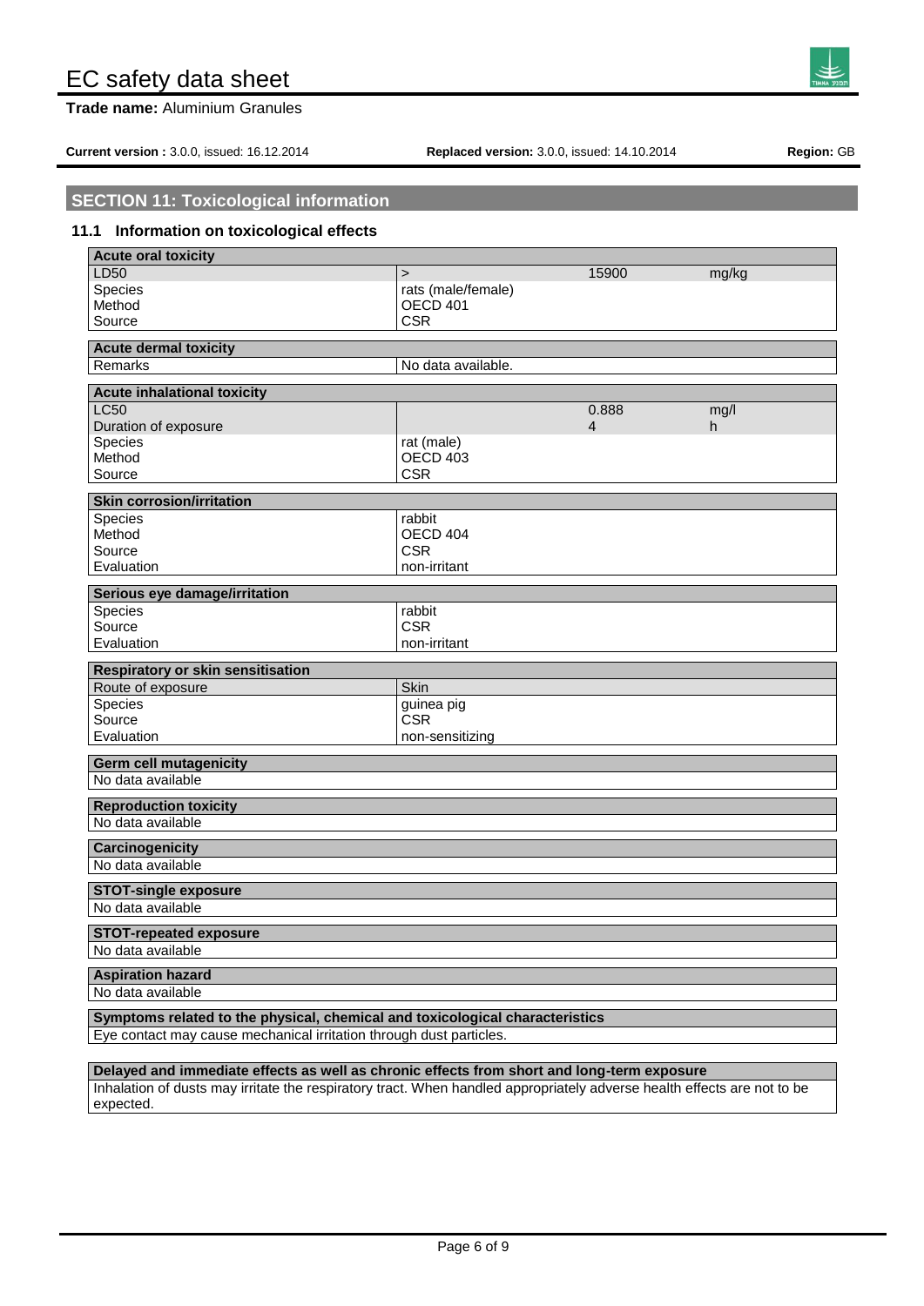## SECTION 11: Toxicological information

### 11.1 Information on toxicological effects

| Acute oral toxicity | | | |
|---|---|---|---|
| LD50 | > | 15900 | mg/kg |
| Species | rats (male/female) | | |
| Method | OECD 401 | | |
| Source | CSR | | |

| Acute dermal toxicity | |
|---|---|
| Remarks | No data available. |

| Acute inhalational toxicity | | | |
|---|---|---|---|
| LC50 | | 0.888 | mg/l |
| Duration of exposure | | 4 | h |
| Species | rat (male) | | |
| Method | OECD 403 | | |
| Source | CSR | | |

| Skin corrosion/irritation | |
|---|---|
| Species | rabbit |
| Method | OECD 404 |
| Source | CSR |
| Evaluation | non-irritant |

| Serious eye damage/irritation | |
|---|---|
| Species | rabbit |
| Source | CSR |
| Evaluation | non-irritant |

| Respiratory or skin sensitisation | |
|---|---|
| Route of exposure | Skin |
| Species | guinea pig |
| Source | CSR |
| Evaluation | non-sensitizing |

| Germ cell mutagenicity |
|---|
| No data available |

| Reproduction toxicity |
|---|
| No data available |

| Carcinogenicity |
|---|
| No data available |

| STOT-single exposure |
|---|
| No data available |

| STOT-repeated exposure |
|---|
| No data available |

| Aspiration hazard |
|---|
| No data available |

| Symptoms related to the physical, chemical and toxicological characteristics |
|---|
| Eye contact may cause mechanical irritation through dust particles. |

| Delayed and immediate effects as well as chronic effects from short and long-term exposure |
|---|
| Inhalation of dusts may irritate the respiratory tract. When handled appropriately adverse health effects are not to be expected. |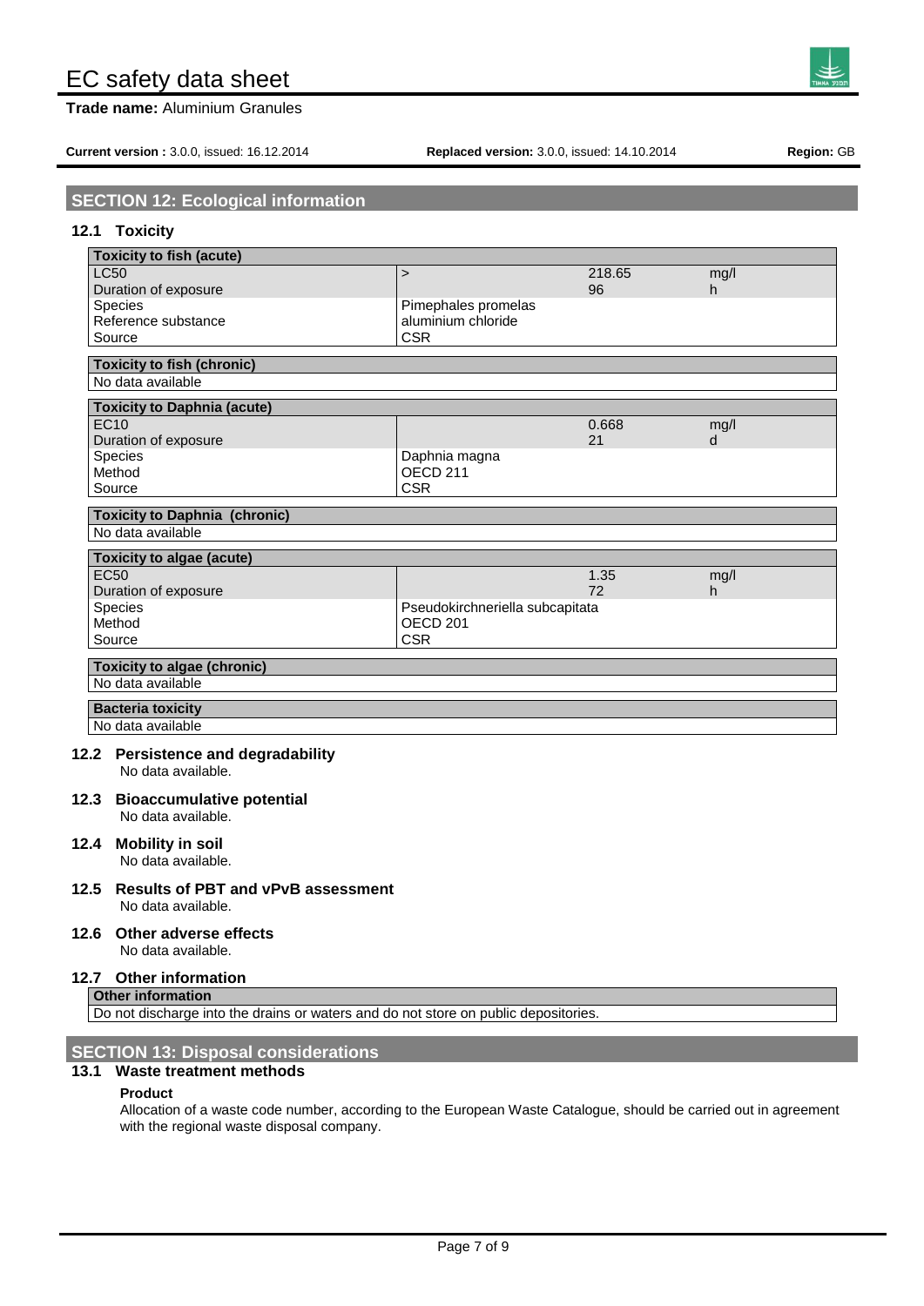## SECTION 12: Ecological information

### 12.1 Toxicity

| Toxicity to fish (acute) | | | |
|---|---|---|---|
| LC50 | > | 218.65 | mg/l |
| Duration of exposure | | 96 | h |
| Species | Pimephales promelas | | |
| Reference substance | aluminium chloride | | |
| Source | CSR | | |

| Toxicity to fish (chronic) |
|---|
| No data available |

| Toxicity to Daphnia (acute) | | | |
|---|---|---|---|
| EC10 | | 0.668 | mg/l |
| Duration of exposure | | 21 | d |
| Species | Daphnia magna | | |
| Method | OECD 211 | | |
| Source | CSR | | |

| Toxicity to Daphnia (chronic) |
|---|
| No data available |

| Toxicity to algae (acute) | | | |
|---|---|---|---|
| EC50 | | 1.35 | mg/l |
| Duration of exposure | | 72 | h |
| Species | Pseudokirchneriella subcapitata | | |
| Method | OECD 201 | | |
| Source | CSR | | |

| Toxicity to algae (chronic) |
|---|
| No data available |

| Bacteria toxicity |
|---|
| No data available |

### 12.2 Persistence and degradability

No data available.

### 12.3 Bioaccumulative potential

No data available.

### 12.4 Mobility in soil

No data available.

### 12.5 Results of PBT and vPvB assessment

No data available.

### 12.6 Other adverse effects

No data available.

### 12.7 Other information

| Other information |
|---|
| Do not discharge into the drains or waters and do not store on public depositories. |

## SECTION 13: Disposal considerations

### 13.1 Waste treatment methods

**Product**

Allocation of a waste code number, according to the European Waste Catalogue, should be carried out in agreement with the regional waste disposal company.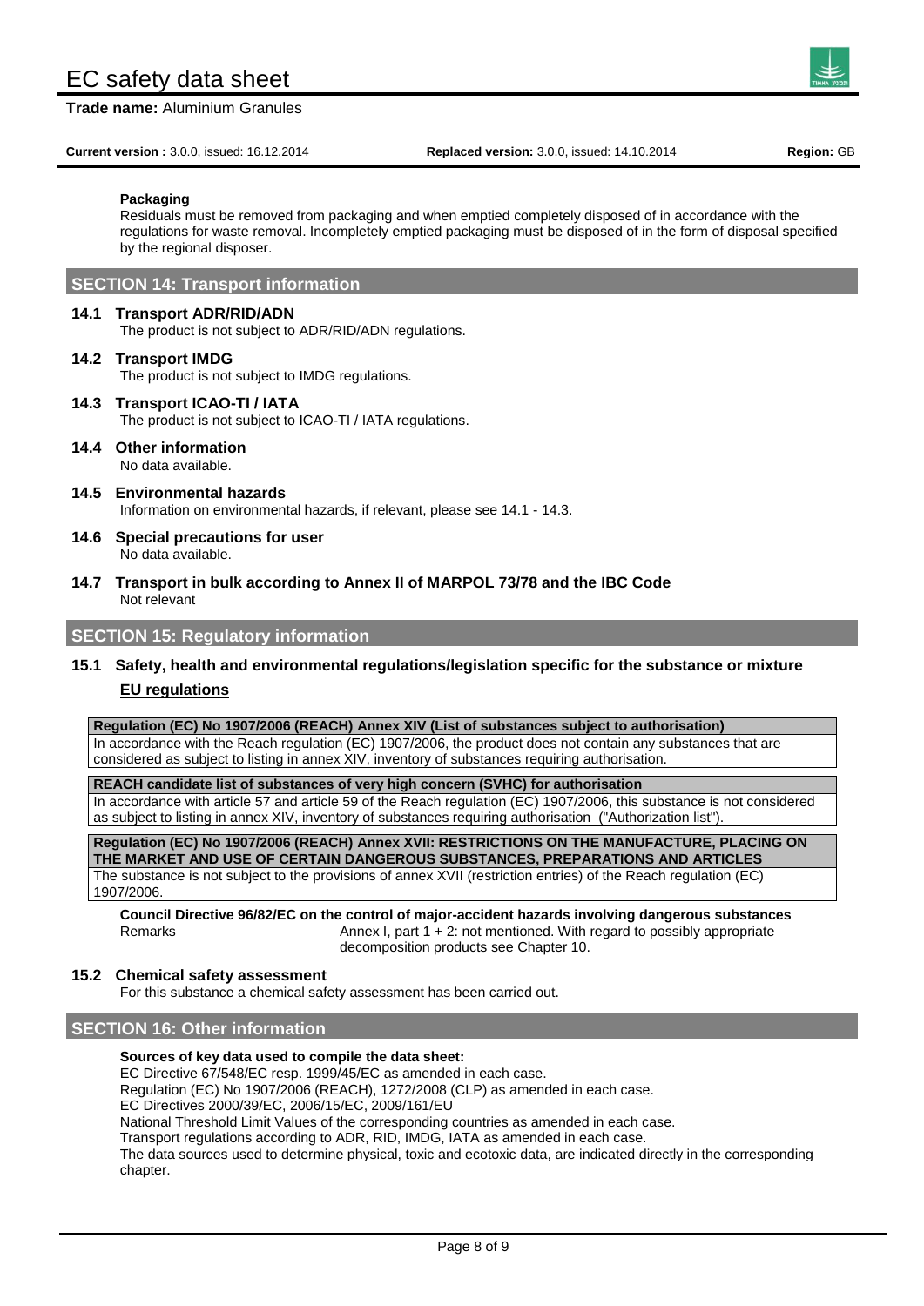#### Packaging

Residuals must be removed from packaging and when emptied completely disposed of in accordance with the regulations for waste removal. Incompletely emptied packaging must be disposed of in the form of disposal specified by the regional disposer.

## SECTION 14: Transport information

### 14.1 Transport ADR/RID/ADN

The product is not subject to ADR/RID/ADN regulations.

### 14.2 Transport IMDG

The product is not subject to IMDG regulations.

### 14.3 Transport ICAO-TI / IATA

The product is not subject to ICAO-TI / IATA regulations.

### 14.4 Other information

No data available.

### 14.5 Environmental hazards

Information on environmental hazards, if relevant, please see 14.1 - 14.3.

### 14.6 Special precautions for user

No data available.

### 14.7 Transport in bulk according to Annex II of MARPOL 73/78 and the IBC Code

Not relevant

## SECTION 15: Regulatory information

### 15.1 Safety, health and environmental regulations/legislation specific for the substance or mixture

**EU regulations**

| Regulation (EC) No 1907/2006 (REACH) Annex XIV (List of substances subject to authorisation) |
|---|
| In accordance with the Reach regulation (EC) 1907/2006, the product does not contain any substances that are considered as subject to listing in annex XIV, inventory of substances requiring authorisation. |

| REACH candidate list of substances of very high concern (SVHC) for authorisation |
|---|
| In accordance with article 57 and article 59 of the Reach regulation (EC) 1907/2006, this substance is not considered as subject to listing in annex XIV, inventory of substances requiring authorisation ("Authorization list"). |

| Regulation (EC) No 1907/2006 (REACH) Annex XVII: RESTRICTIONS ON THE MANUFACTURE, PLACING ON THE MARKET AND USE OF CERTAIN DANGEROUS SUBSTANCES, PREPARATIONS AND ARTICLES |
|---|
| The substance is not subject to the provisions of annex XVII (restriction entries) of the Reach regulation (EC) 1907/2006. |

**Council Directive 96/82/EC on the control of major-accident hazards involving dangerous substances**

| | |
|---|---|
| Remarks | Annex I, part 1 + 2: not mentioned. With regard to possibly appropriate decomposition products see Chapter 10. |

### 15.2 Chemical safety assessment

For this substance a chemical safety assessment has been carried out.

## SECTION 16: Other information

**Sources of key data used to compile the data sheet:**

EC Directive 67/548/EC resp. 1999/45/EC as amended in each case.
Regulation (EC) No 1907/2006 (REACH), 1272/2008 (CLP) as amended in each case.
EC Directives 2000/39/EC, 2006/15/EC, 2009/161/EU
National Threshold Limit Values of the corresponding countries as amended in each case.
Transport regulations according to ADR, RID, IMDG, IATA as amended in each case.
The data sources used to determine physical, toxic and ecotoxic data, are indicated directly in the corresponding chapter.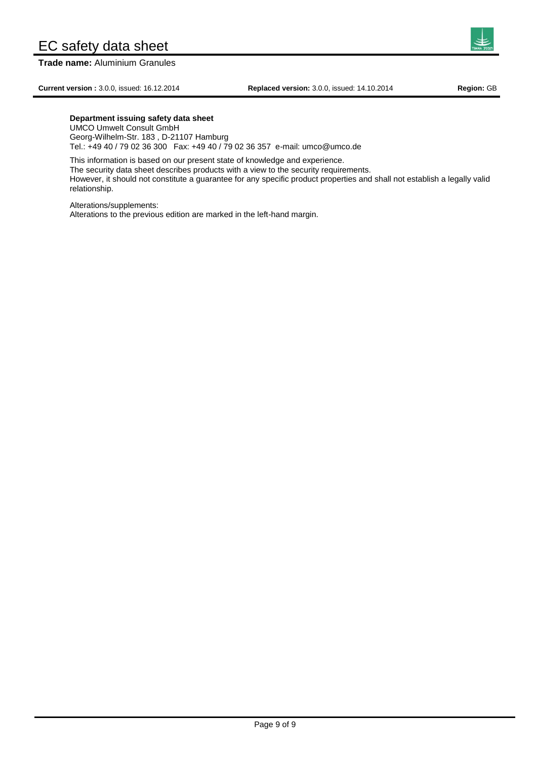**Department issuing safety data sheet**

UMCO Umwelt Consult GmbH
Georg-Wilhelm-Str. 183 , D-21107 Hamburg
Tel.: +49 40 / 79 02 36 300   Fax: +49 40 / 79 02 36 357  e-mail: umco@umco.de

This information is based on our present state of knowledge and experience.
The security data sheet describes products with a view to the security requirements.
However, it should not constitute a guarantee for any specific product properties and shall not establish a legally valid relationship.

Alterations/supplements:
Alterations to the previous edition are marked in the left-hand margin.